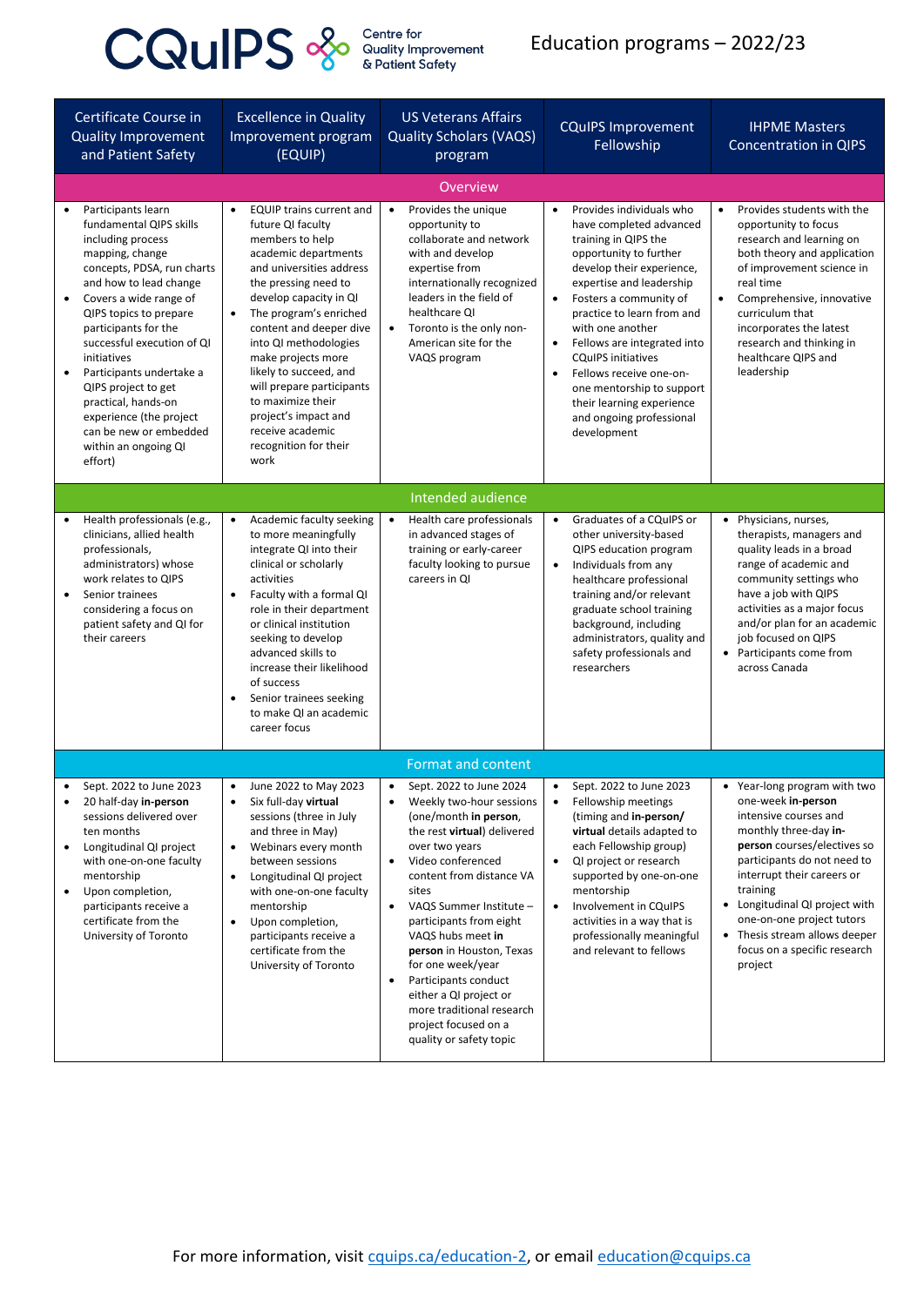# CQuIPS Centre for Quality Improvement & Patient Safety

## Education programs – 2022/23

| Certificate Course in Quality Improvement and Patient Safety | Excellence in Quality Improvement program (EQUIP) | US Veterans Affairs Quality Scholars (VAQS) program | CQuIPS Improvement Fellowship | IHPME Masters Concentration in QIPS |
|---|---|---|---|---|
| **Overview** | | | | |
| • Participants learn fundamental QIPS skills including process mapping, change concepts, PDSA, run charts and how to lead change<br>• Covers a wide range of QIPS topics to prepare participants for the successful execution of QI initiatives<br>• Participants undertake a QIPS project to get practical, hands-on experience (the project can be new or embedded within an ongoing QI effort) | • EQUIP trains current and future QI faculty members to help academic departments and universities address the pressing need to develop capacity in QI<br>• The program's enriched content and deeper dive into QI methodologies make projects more likely to succeed, and will prepare participants to maximize their project's impact and receive academic recognition for their work | • Provides the unique opportunity to collaborate and network with and develop expertise from internationally recognized leaders in the field of healthcare QI<br>• Toronto is the only non-American site for the VAQS program | • Provides individuals who have completed advanced training in QIPS the opportunity to further develop their experience, expertise and leadership<br>• Fosters a community of practice to learn from and with one another<br>• Fellows are integrated into CQuIPS initiatives<br>• Fellows receive one-on-one mentorship to support their learning experience and ongoing professional development | • Provides students with the opportunity to focus research and learning on both theory and application of improvement science in real time<br>• Comprehensive, innovative curriculum that incorporates the latest research and thinking in healthcare QIPS and leadership |
| **Intended audience** | | | | |
| • Health professionals (e.g., clinicians, allied health professionals, administrators) whose work relates to QIPS<br>• Senior trainees considering a focus on patient safety and QI for their careers | • Academic faculty seeking to more meaningfully integrate QI into their clinical or scholarly activities<br>• Faculty with a formal QI role in their department or clinical institution seeking to develop advanced skills to increase their likelihood of success<br>• Senior trainees seeking to make QI an academic career focus | • Health care professionals in advanced stages of training or early-career faculty looking to pursue careers in QI | • Graduates of a CQuIPS or other university-based QIPS education program<br>• Individuals from any healthcare professional training and/or relevant graduate school training background, including administrators, quality and safety professionals and researchers | • Physicians, nurses, therapists, managers and quality leads in a broad range of academic and community settings who have a job with QIPS activities as a major focus and/or plan for an academic job focused on QIPS<br>• Participants come from across Canada |
| **Format and content** | | | | |
| • Sept. 2022 to June 2023<br>• 20 half-day **in-person** sessions delivered over ten months<br>• Longitudinal QI project with one-on-one faculty mentorship<br>• Upon completion, participants receive a certificate from the University of Toronto | • June 2022 to May 2023<br>• Six full-day **virtual** sessions (three in July and three in May)<br>• Webinars every month between sessions<br>• Longitudinal QI project with one-on-one faculty mentorship<br>• Upon completion, participants receive a certificate from the University of Toronto | • Sept. 2022 to June 2024<br>• Weekly two-hour sessions (one/month **in person**, the rest **virtual**) delivered over two years<br>• Video conferenced content from distance VA sites<br>• VAQS Summer Institute – participants from eight VAQS hubs meet **in person** in Houston, Texas for one week/year<br>• Participants conduct either a QI project or more traditional research project focused on a quality or safety topic | • Sept. 2022 to June 2023<br>• Fellowship meetings (timing and **in-person/ virtual** details adapted to each Fellowship group)<br>• QI project or research supported by one-on-one mentorship<br>• Involvement in CQuIPS activities in a way that is professionally meaningful and relevant to fellows | • Year-long program with two one-week **in-person** intensive courses and monthly three-day **in-person** courses/electives so participants do not need to interrupt their careers or training<br>• Longitudinal QI project with one-on-one project tutors<br>• Thesis stream allows deeper focus on a specific research project |

For more information, visit cquips.ca/education-2, or email education@cquips.ca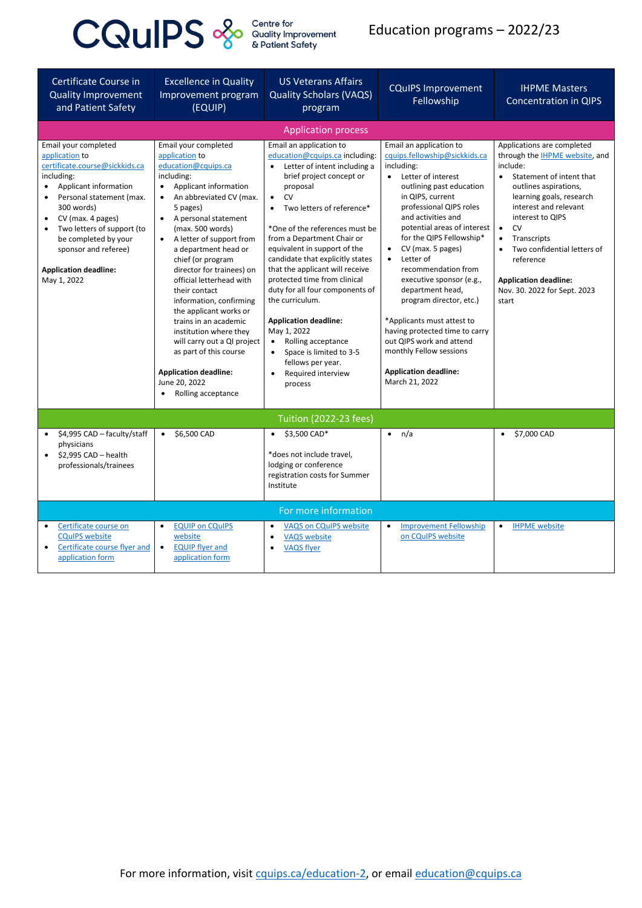# CQuIPS Centre for Quality Improvement & Patient Safety

## Education programs – 2022/23

| Certificate Course in Quality Improvement and Patient Safety | Excellence in Quality Improvement program (EQUIP) | US Veterans Affairs Quality Scholars (VAQS) program | CQuIPS Improvement Fellowship | IHPME Masters Concentration in QIPS |
|---|---|---|---|---|
| **Application process** | | | | |
| Email your completed application to certificate.course@sickkids.ca including:<br>• Applicant information<br>• Personal statement (max. 300 words)<br>• CV (max. 4 pages)<br>• Two letters of support (to be completed by your sponsor and referee)<br><br>**Application deadline:**<br>May 1, 2022 | Email your completed application to education@cquips.ca including:<br>• Applicant information<br>• An abbreviated CV (max. 5 pages)<br>• A personal statement (max. 500 words)<br>• A letter of support from a department head or chief (or program director for trainees) on official letterhead with their contact information, confirming the applicant works or trains in an academic institution where they will carry out a QI project as part of this course<br><br>**Application deadline:**<br>June 20, 2022<br>• Rolling acceptance | Email an application to education@cquips.ca including:<br>• Letter of intent including a brief project concept or proposal<br>• CV<br>• Two letters of reference*<br><br>*One of the references must be from a Department Chair or equivalent in support of the candidate that explicitly states that the applicant will receive protected time from clinical duty for all four components of the curriculum.<br><br>**Application deadline:**<br>May 1, 2022<br>• Rolling acceptance<br>• Space is limited to 3-5 fellows per year.<br>• Required interview process | Email an application to cquips.fellowship@sickkids.ca including:<br>• Letter of interest outlining past education in QIPS, current professional QIPS roles and activities and potential areas of interest for the QIPS Fellowship*<br>• CV (max. 5 pages)<br>• Letter of recommendation from executive sponsor (e.g., department head, program director, etc.)<br><br>*Applicants must attest to having protected time to carry out QIPS work and attend monthly Fellow sessions<br><br>**Application deadline:**<br>March 21, 2022 | Applications are completed through the IHPME website, and include:<br>• Statement of intent that outlines aspirations, learning goals, research interest and relevant interest to QIPS<br>• CV<br>• Transcripts<br>• Two confidential letters of reference<br><br>**Application deadline:**<br>Nov. 30. 2022 for Sept. 2023 start |
| **Tuition (2022-23 fees)** | | | | |
| • $4,995 CAD – faculty/staff physicians<br>• $2,995 CAD – health professionals/trainees | • $6,500 CAD | • $3,500 CAD*<br><br>*does not include travel, lodging or conference registration costs for Summer Institute | • n/a | • $7,000 CAD |
| **For more information** | | | | |
| • Certificate course on CQuIPS website<br>• Certificate course flyer and application form | • EQUIP on CQuIPS website<br>• EQUIP flyer and application form | • VAQS on CQuIPS website<br>• VAQS website<br>• VAQS flyer | • Improvement Fellowship on CQuIPS website | • IHPME website |

For more information, visit cquips.ca/education-2, or email education@cquips.ca